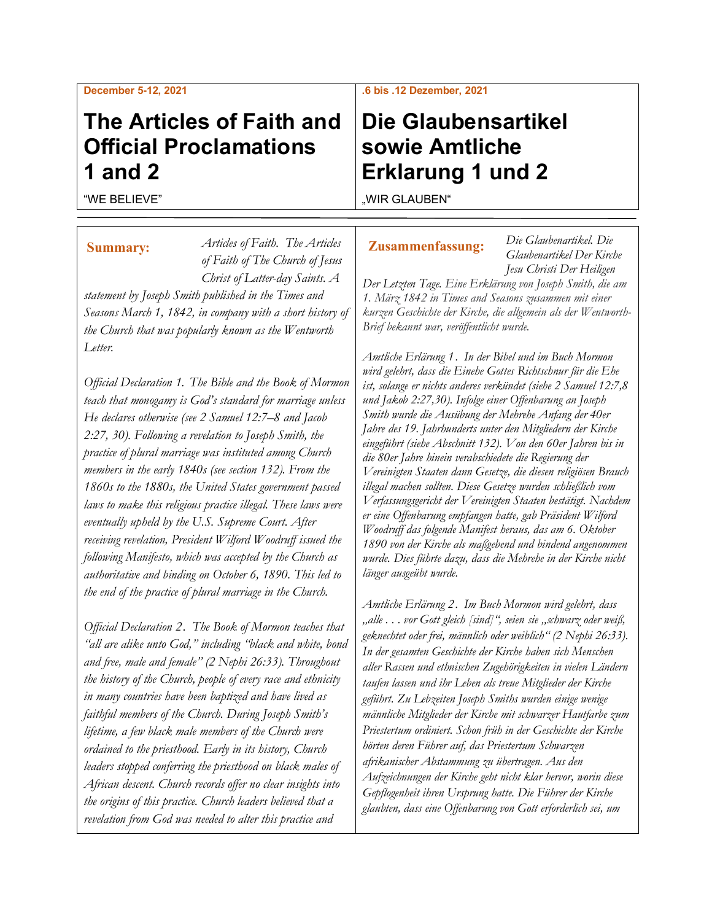December 5-12, 2021

# The Articles of Faith and Official Proclamations 1 and 2

"WE BELIEVE"

**Summary:** *Articles of Faith. The Articles of Faith of The Church of Jesus Christ of Latter-day Saints. A statement by Joseph Smith published in the Times and Seasons March 1, 1842, in company with a short history of the Church that was popularly known as the Wentworth Letter.*

*Official Declaration 1. The Bible and the Book of Mormon teach that monogamy is God's standard for marriage unless He declares otherwise (see 2 Samuel 12:7–8 and Jacob 2:27, 30). Following a revelation to Joseph Smith, the practice of plural marriage was instituted among Church members in the early 1840s (see section 132). From the 1860s to the 1880s, the United States government passed laws to make this religious practice illegal. These laws were eventually upheld by the U.S. Supreme Court. After receiving revelation, President Wilford Woodruff issued the following Manifesto, which was accepted by the Church as authoritative and binding on October 6, 1890. This led to the end of the practice of plural marriage in the Church.*

*Official Declaration 2. The Book of Mormon teaches that "all are alike unto God," including "black and white, bond and free, male and female" (2 Nephi 26:33). Throughout the history of the Church, people of every race and ethnicity in many countries have been baptized and have lived as faithful members of the Church. During Joseph Smith's lifetime, a few black male members of the Church were ordained to the priesthood. Early in its history, Church leaders stopped conferring the priesthood on black males of African descent. Church records offer no clear insights into the origins of this practice. Church leaders believed that a revelation from God was needed to alter this practice and*

.6 bis .12 Dezember, 2021

# Die Glaubensartikel sowie Amtliche Erklarung 1 und 2

„WIR GLAUBEN"

**Zusammenfassung:** *Die Glaubenartikel. Die Glaubenartikel Der Kirche Jesu Christi Der Heiligen Der Letzten Tage. Eine Erklärung von Joseph Smith, die am 1. März 1842 in Times and Seasons zusammen mit einer kurzen Geschichte der Kirche, die allgemein als der Wentworth-Brief bekannt war, veröffentlicht wurde.*

*Amtliche Erlärung 1. In der Bibel und im Buch Mormon wird gelehrt, dass die Einehe Gottes Richtschnur für die Ehe ist, solange er nichts anderes verkündet (siehe 2 Samuel 12:7,8 und Jakob 2:27,30). Infolge einer Offenbarung an Joseph Smith wurde die Ausübung der Mehrehe Anfang der 40er Jahre des 19. Jahrhunderts unter den Mitgliedern der Kirche eingeführt (siehe Abschnitt 132). Von den 60er Jahren bis in die 80er Jahre hinein verabschiedete die Regierung der Vereinigten Staaten dann Gesetze, die diesen religiösen Brauch illegal machen sollten. Diese Gesetze wurden schließlich vom Verfassungsgericht der Vereinigten Staaten bestätigt. Nachdem er eine Offenbarung empfangen hatte, gab Präsident Wilford Woodruff das folgende Manifest heraus, das am 6. Oktober 1890 von der Kirche als maßgebend und bindend angenommen wurde. Dies führte dazu, dass die Mehrehe in der Kirche nicht länger ausgeübt wurde.*

*Amtliche Erlärung 2. Im Buch Mormon wird gelehrt, dass „alle . . . vor Gott gleich [sind]", seien sie „schwarz oder weiß, geknechtet oder frei, männlich oder weiblich" (2 Nephi 26:33). In der gesamten Geschichte der Kirche haben sich Menschen aller Rassen und ethnischen Zugehörigkeiten in vielen Ländern taufen lassen und ihr Leben als treue Mitglieder der Kirche geführt. Zu Lebzeiten Joseph Smiths wurden einige wenige männliche Mitglieder der Kirche mit schwarzer Hautfarbe zum Priestertum ordiniert. Schon früh in der Geschichte der Kirche hörten deren Führer auf, das Priestertum Schwarzen afrikanischer Abstammung zu übertragen. Aus den Aufzeichnungen der Kirche geht nicht klar hervor, worin diese Gepflogenheit ihren Ursprung hatte. Die Führer der Kirche glaubten, dass eine Offenbarung von Gott erforderlich sei, um*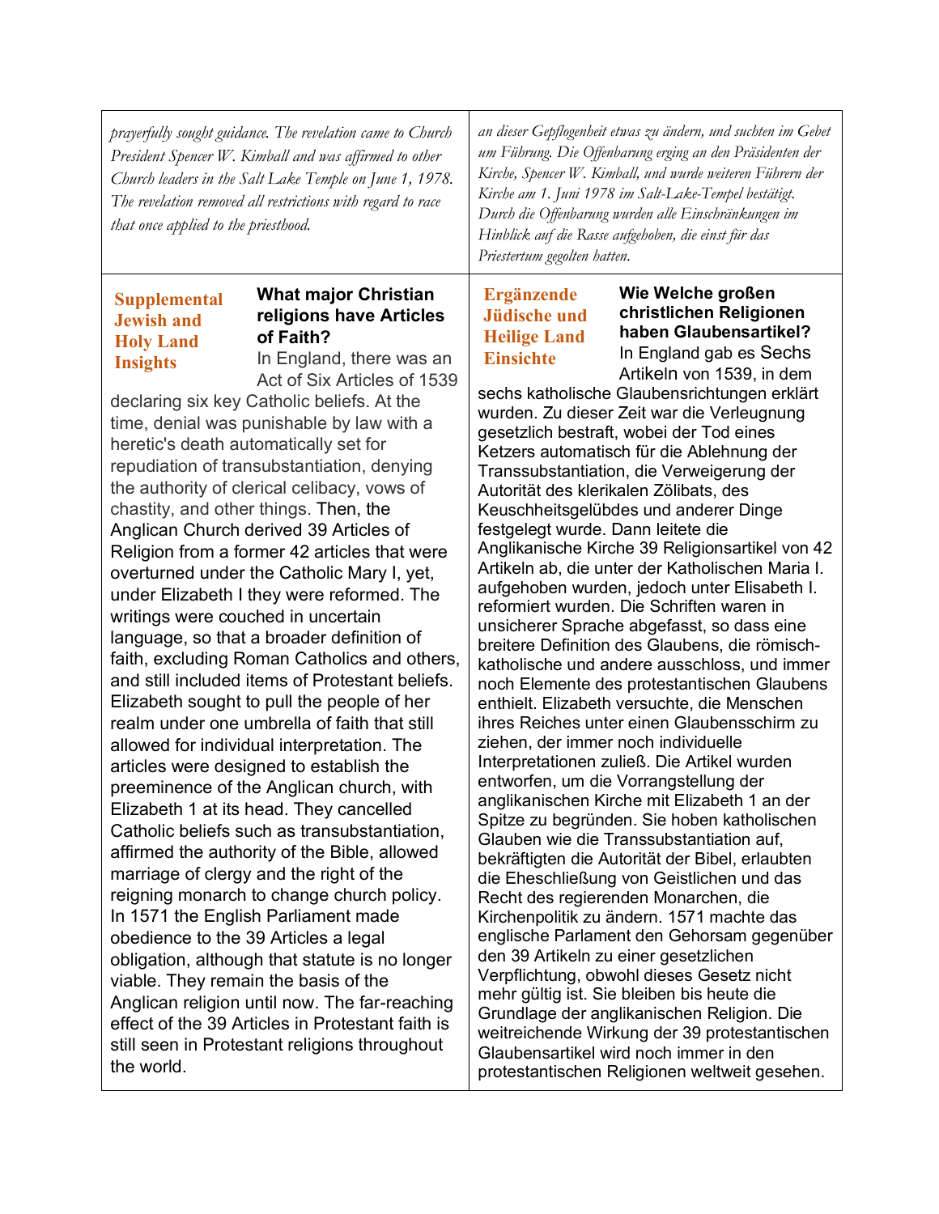| | |
|---|---|
| *prayerfully sought guidance. The revelation came to Church President Spencer W. Kimball and was affirmed to other Church leaders in the Salt Lake Temple on June 1, 1978. The revelation removed all restrictions with regard to race that once applied to the priesthood.* | *an dieser Gepflogenheit etwas zu ändern, und suchten im Gebet um Führung. Die Offenbarung erging an den Präsidenten der Kirche, Spencer W. Kimball, und wurde weiteren Führern der Kirche am 1. Juni 1978 im Salt-Lake-Tempel bestätigt. Durch die Offenbarung wurden alle Einschränkungen im Hinblick auf die Rasse aufgehoben, die einst für das Priestertum gegolten hatten.* |
| **Supplemental Jewish and Holy Land Insights**<br><br>**What major Christian religions have Articles of Faith?**<br><br>In England, there was an Act of Six Articles of 1539 declaring six key Catholic beliefs. At the time, denial was punishable by law with a heretic's death automatically set for repudiation of transubstantiation, denying the authority of clerical celibacy, vows of chastity, and other things. Then, the Anglican Church derived 39 Articles of Religion from a former 42 articles that were overturned under the Catholic Mary I, yet, under Elizabeth I they were reformed. The writings were couched in uncertain language, so that a broader definition of faith, excluding Roman Catholics and others, and still included items of Protestant beliefs. Elizabeth sought to pull the people of her realm under one umbrella of faith that still allowed for individual interpretation. The articles were designed to establish the preeminence of the Anglican church, with Elizabeth 1 at its head. They cancelled Catholic beliefs such as transubstantiation, affirmed the authority of the Bible, allowed marriage of clergy and the right of the reigning monarch to change church policy. In 1571 the English Parliament made obedience to the 39 Articles a legal obligation, although that statute is no longer viable. They remain the basis of the Anglican religion until now. The far-reaching effect of the 39 Articles in Protestant faith is still seen in Protestant religions throughout the world. | **Ergänzende Jüdische und Heilige Land Einsichte**<br><br>**Wie Welche großen christlichen Religionen haben Glaubensartikel?**<br><br>In England gab es Sechs Artikeln von 1539, in dem sechs katholische Glaubensrichtungen erklärt wurden. Zu dieser Zeit war die Verleugnung gesetzlich bestraft, wobei der Tod eines Ketzers automatisch für die Ablehnung der Transsubstantiation, die Verweigerung der Autorität des klerikalen Zölibats, des Keuschheitsgelübdes und anderer Dinge festgelegt wurde. Dann leitete die Anglikanische Kirche 39 Religionsartikel von 42 Artikeln ab, die unter der Katholischen Maria I. aufgehoben wurden, jedoch unter Elisabeth I. reformiert wurden. Die Schriften waren in unsicherer Sprache abgefasst, so dass eine breitere Definition des Glaubens, die römisch-katholische und andere ausschloss, und immer noch Elemente des protestantischen Glaubens enthielt. Elizabeth versuchte, die Menschen ihres Reiches unter einen Glaubensschirm zu ziehen, der immer noch individuelle Interpretationen zuließ. Die Artikel wurden entworfen, um die Vorrangstellung der anglikanischen Kirche mit Elizabeth 1 an der Spitze zu begründen. Sie hoben katholischen Glauben wie die Transsubstantiation auf, bekräftigten die Autorität der Bibel, erlaubten die Eheschließung von Geistlichen und das Recht des regierenden Monarchen, die Kirchenpolitik zu ändern. 1571 machte das englische Parlament den Gehorsam gegenüber den 39 Artikeln zu einer gesetzlichen Verpflichtung, obwohl dieses Gesetz nicht mehr gültig ist. Sie bleiben bis heute die Grundlage der anglikanischen Religion. Die weitreichende Wirkung der 39 protestantischen Glaubensartikel wird noch immer in den protestantischen Religionen weltweit gesehen. |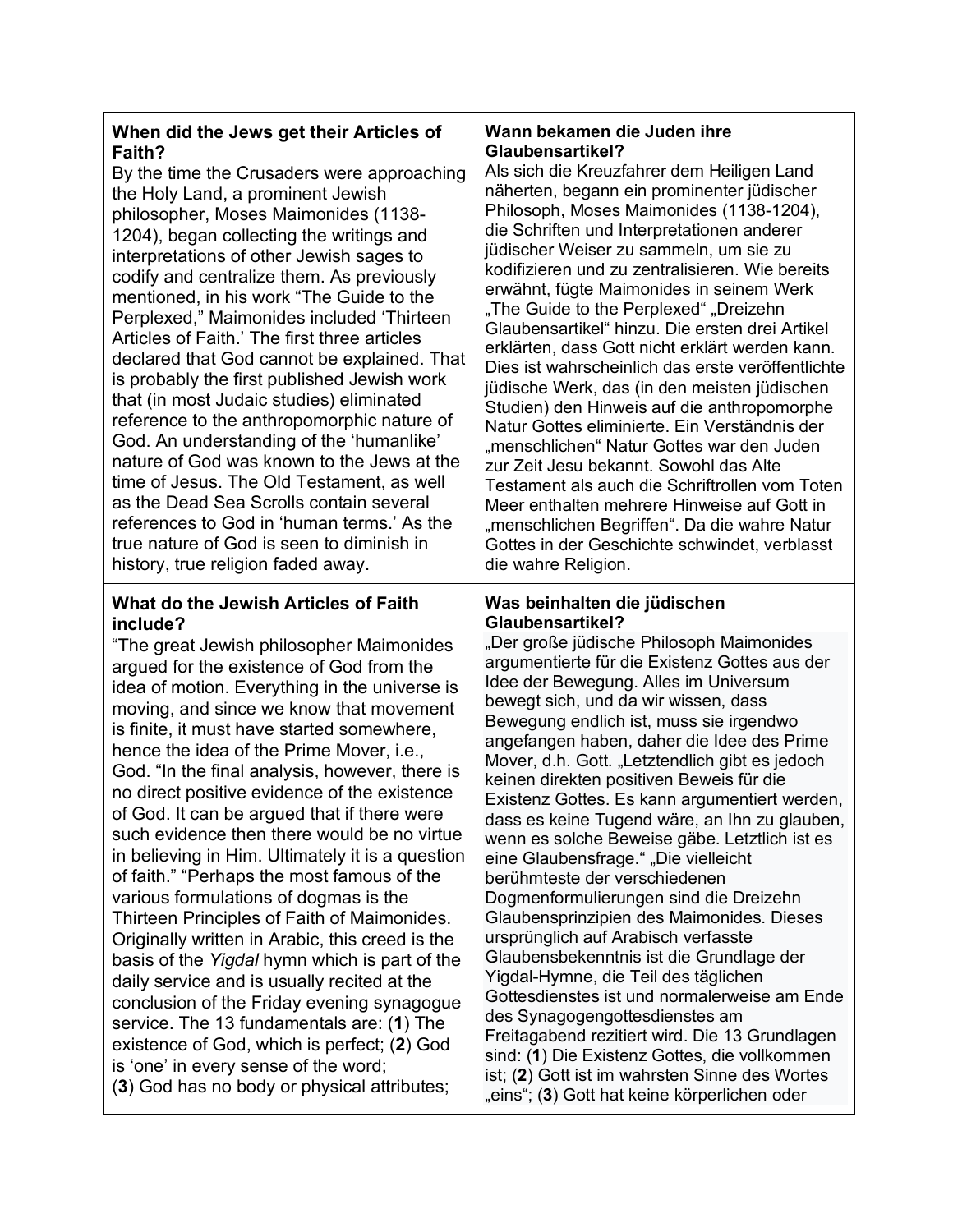| | |
|---|---|
| **When did the Jews get their Articles of Faith?**<br>By the time the Crusaders were approaching the Holy Land, a prominent Jewish philosopher, Moses Maimonides (1138-1204), began collecting the writings and interpretations of other Jewish sages to codify and centralize them. As previously mentioned, in his work "The Guide to the Perplexed," Maimonides included 'Thirteen Articles of Faith.' The first three articles declared that God cannot be explained. That is probably the first published Jewish work that (in most Judaic studies) eliminated reference to the anthropomorphic nature of God. An understanding of the 'humanlike' nature of God was known to the Jews at the time of Jesus. The Old Testament, as well as the Dead Sea Scrolls contain several references to God in 'human terms.' As the true nature of God is seen to diminish in history, true religion faded away. | **Wann bekamen die Juden ihre Glaubensartikel?**<br>Als sich die Kreuzfahrer dem Heiligen Land näherten, begann ein prominenter jüdischer Philosoph, Moses Maimonides (1138-1204), die Schriften und Interpretationen anderer jüdischer Weiser zu sammeln, um sie zu kodifizieren und zu zentralisieren. Wie bereits erwähnt, fügte Maimonides in seinem Werk „The Guide to the Perplexed" „Dreizehn Glaubensartikel" hinzu. Die ersten drei Artikel erklärten, dass Gott nicht erklärt werden kann. Dies ist wahrscheinlich das erste veröffentlichte jüdische Werk, das (in den meisten jüdischen Studien) den Hinweis auf die anthropomorphe Natur Gottes eliminierte. Ein Verständnis der „menschlichen" Natur Gottes war den Juden zur Zeit Jesu bekannt. Sowohl das Alte Testament als auch die Schriftrollen vom Toten Meer enthalten mehrere Hinweise auf Gott in „menschlichen Begriffen". Da die wahre Natur Gottes in der Geschichte schwindet, verblasst die wahre Religion. |
| **What do the Jewish Articles of Faith include?**<br>"The great Jewish philosopher Maimonides argued for the existence of God from the idea of motion. Everything in the universe is moving, and since we know that movement is finite, it must have started somewhere, hence the idea of the Prime Mover, i.e., God. "In the final analysis, however, there is no direct positive evidence of the existence of God. It can be argued that if there were such evidence then there would be no virtue in believing in Him. Ultimately it is a question of faith." "Perhaps the most famous of the various formulations of dogmas is the Thirteen Principles of Faith of Maimonides. Originally written in Arabic, this creed is the basis of the *Yigdal* hymn which is part of the daily service and is usually recited at the conclusion of the Friday evening synagogue service. The 13 fundamentals are: (**1**) The existence of God, which is perfect; (**2**) God is 'one' in every sense of the word; (**3**) God has no body or physical attributes; | **Was beinhalten die jüdischen Glaubensartikel?**<br>„Der große jüdische Philosoph Maimonides argumentierte für die Existenz Gottes aus der Idee der Bewegung. Alles im Universum bewegt sich, und da wir wissen, dass Bewegung endlich ist, muss sie irgendwo angefangen haben, daher die Idee des Prime Mover, d.h. Gott. „Letztendlich gibt es jedoch keinen direkten positiven Beweis für die Existenz Gottes. Es kann argumentiert werden, dass es keine Tugend wäre, an Ihn zu glauben, wenn es solche Beweise gäbe. Letztlich ist es eine Glaubensfrage." „Die vielleicht berühmteste der verschiedenen Dogmenformulierungen sind die Dreizehn Glaubensprinzipien des Maimonides. Dieses ursprünglich auf Arabisch verfasste Glaubensbekenntnis ist die Grundlage der Yigdal-Hymne, die Teil des täglichen Gottesdienstes ist und normalerweise am Ende des Synagogengottesdienstes am Freitagabend rezitiert wird. Die 13 Grundlagen sind: (**1**) Die Existenz Gottes, die vollkommen ist; (**2**) Gott ist im wahrsten Sinne des Wortes „eins"; (**3**) Gott hat keine körperlichen oder |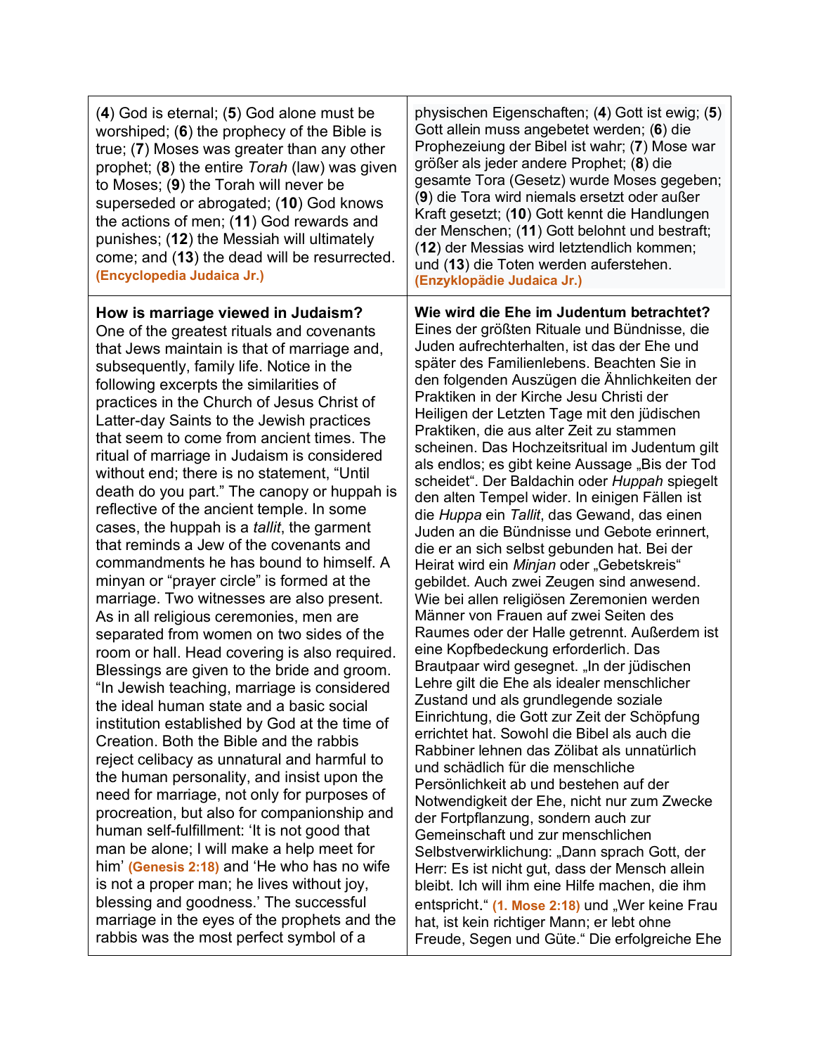| | |
|---|---|
| (**4**) God is eternal; (**5**) God alone must be worshiped; (**6**) the prophecy of the Bible is true; (**7**) Moses was greater than any other prophet; (**8**) the entire *Torah* (law) was given to Moses; (**9**) the Torah will never be superseded or abrogated; (**10**) God knows the actions of men; (**11**) God rewards and punishes; (**12**) the Messiah will ultimately come; and (**13**) the dead will be resurrected. **(Encyclopedia Judaica Jr.)** | physischen Eigenschaften; (**4**) Gott ist ewig; (**5**) Gott allein muss angebetet werden; (**6**) die Prophezeiung der Bibel ist wahr; (**7**) Mose war größer als jeder andere Prophet; (**8**) die gesamte Tora (Gesetz) wurde Moses gegeben; (**9**) die Tora wird niemals ersetzt oder außer Kraft gesetzt; (**10**) Gott kennt die Handlungen der Menschen; (**11**) Gott belohnt und bestraft; (**12**) der Messias wird letztendlich kommen; und (**13**) die Toten werden auferstehen. **(Enzyklopädie Judaica Jr.)** |
| **How is marriage viewed in Judaism?** One of the greatest rituals and covenants that Jews maintain is that of marriage and, subsequently, family life. Notice in the following excerpts the similarities of practices in the Church of Jesus Christ of Latter-day Saints to the Jewish practices that seem to come from ancient times. The ritual of marriage in Judaism is considered without end; there is no statement, "Until death do you part." The canopy or huppah is reflective of the ancient temple. In some cases, the huppah is a *tallit*, the garment that reminds a Jew of the covenants and commandments he has bound to himself. A minyan or "prayer circle" is formed at the marriage. Two witnesses are also present. As in all religious ceremonies, men are separated from women on two sides of the room or hall. Head covering is also required. Blessings are given to the bride and groom. "In Jewish teaching, marriage is considered the ideal human state and a basic social institution established by God at the time of Creation. Both the Bible and the rabbis reject celibacy as unnatural and harmful to the human personality, and insist upon the need for marriage, not only for purposes of procreation, but also for companionship and human self-fulfillment: 'It is not good that man be alone; I will make a help meet for him' **(Genesis 2:18)** and 'He who has no wife is not a proper man; he lives without joy, blessing and goodness.' The successful marriage in the eyes of the prophets and the rabbis was the most perfect symbol of a | **Wie wird die Ehe im Judentum betrachtet?** Eines der größten Rituale und Bündnisse, die Juden aufrechterhalten, ist das der Ehe und später des Familienlebens. Beachten Sie in den folgenden Auszügen die Ähnlichkeiten der Praktiken in der Kirche Jesu Christi der Heiligen der Letzten Tage mit den jüdischen Praktiken, die aus alter Zeit zu stammen scheinen. Das Hochzeitsritual im Judentum gilt als endlos; es gibt keine Aussage „Bis der Tod scheidet". Der Baldachin oder *Huppah* spiegelt den alten Tempel wider. In einigen Fällen ist die *Huppa* ein *Tallit*, das Gewand, das einen Juden an die Bündnisse und Gebote erinnert, die er an sich selbst gebunden hat. Bei der Heirat wird ein *Minjan* oder „Gebetskreis" gebildet. Auch zwei Zeugen sind anwesend. Wie bei allen religiösen Zeremonien werden Männer von Frauen auf zwei Seiten des Raumes oder der Halle getrennt. Außerdem ist eine Kopfbedeckung erforderlich. Das Brautpaar wird gesegnet. „In der jüdischen Lehre gilt die Ehe als idealer menschlicher Zustand und als grundlegende soziale Einrichtung, die Gott zur Zeit der Schöpfung errichtet hat. Sowohl die Bibel als auch die Rabbiner lehnen das Zölibat als unnatürlich und schädlich für die menschliche Persönlichkeit ab und bestehen auf der Notwendigkeit der Ehe, nicht nur zum Zwecke der Fortpflanzung, sondern auch zur Gemeinschaft und zur menschlichen Selbstverwirklichung: „Dann sprach Gott, der Herr: Es ist nicht gut, dass der Mensch allein bleibt. Ich will ihm eine Hilfe machen, die ihm entspricht." **(1. Mose 2:18)** und „Wer keine Frau hat, ist kein richtiger Mann; er lebt ohne Freude, Segen und Güte." Die erfolgreiche Ehe |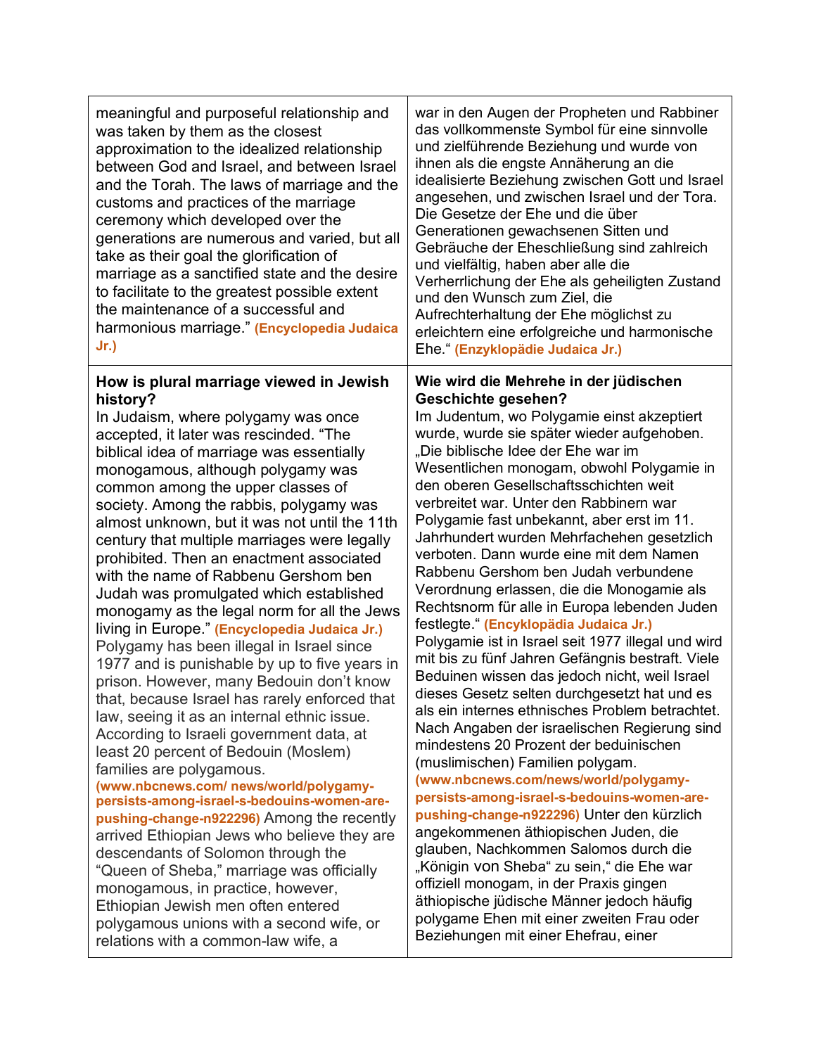| | |
|---|---|
| meaningful and purposeful relationship and was taken by them as the closest approximation to the idealized relationship between God and Israel, and between Israel and the Torah. The laws of marriage and the customs and practices of the marriage ceremony which developed over the generations are numerous and varied, but all take as their goal the glorification of marriage as a sanctified state and the desire to facilitate to the greatest possible extent the maintenance of a successful and harmonious marriage." **(Encyclopedia Judaica Jr.)** | war in den Augen der Propheten und Rabbiner das vollkommenste Symbol für eine sinnvolle und zielführende Beziehung und wurde von ihnen als die engste Annäherung an die idealisierte Beziehung zwischen Gott und Israel angesehen, und zwischen Israel und der Tora. Die Gesetze der Ehe und die über Generationen gewachsenen Sitten und Gebräuche der Eheschließung sind zahlreich und vielfältig, haben aber alle die Verherrlichung der Ehe als geheiligten Zustand und den Wunsch zum Ziel, die Aufrechterhaltung der Ehe möglichst zu erleichtern eine erfolgreiche und harmonische Ehe." **(Enzyklopädie Judaica Jr.)** |
| **How is plural marriage viewed in Jewish history?** In Judaism, where polygamy was once accepted, it later was rescinded. "The biblical idea of marriage was essentially monogamous, although polygamy was common among the upper classes of society. Among the rabbis, polygamy was almost unknown, but it was not until the 11th century that multiple marriages were legally prohibited. Then an enactment associated with the name of Rabbenu Gershom ben Judah was promulgated which established monogamy as the legal norm for all the Jews living in Europe." **(Encyclopedia Judaica Jr.)** Polygamy has been illegal in Israel since 1977 and is punishable by up to five years in prison. However, many Bedouin don't know that, because Israel has rarely enforced that law, seeing it as an internal ethnic issue. According to Israeli government data, at least 20 percent of Bedouin (Moslem) families are polygamous. **(www.nbcnews.com/ news/world/polygamy-persists-among-israel-s-bedouins-women-are-pushing-change-n922296)** Among the recently arrived Ethiopian Jews who believe they are descendants of Solomon through the "Queen of Sheba," marriage was officially monogamous, in practice, however, Ethiopian Jewish men often entered polygamous unions with a second wife, or relations with a common-law wife, a | **Wie wird die Mehrehe in der jüdischen Geschichte gesehen?** Im Judentum, wo Polygamie einst akzeptiert wurde, wurde sie später wieder aufgehoben. „Die biblische Idee der Ehe war im Wesentlichen monogam, obwohl Polygamie in den oberen Gesellschaftsschichten weit verbreitet war. Unter den Rabbinern war Polygamie fast unbekannt, aber erst im 11. Jahrhundert wurden Mehrfachehen gesetzlich verboten. Dann wurde eine mit dem Namen Rabbenu Gershom ben Judah verbundene Verordnung erlassen, die die Monogamie als Rechtsnorm für alle in Europa lebenden Juden festlegte." **(Encyklopädia Judaica Jr.)** Polygamie ist in Israel seit 1977 illegal und wird mit bis zu fünf Jahren Gefängnis bestraft. Viele Beduinen wissen das jedoch nicht, weil Israel dieses Gesetz selten durchgesetzt hat und es als ein internes ethnisches Problem betrachtet. Nach Angaben der israelischen Regierung sind mindestens 20 Prozent der beduinischen (muslimischen) Familien polygam. **(www.nbcnews.com/news/world/polygamy-persists-among-israel-s-bedouins-women-are-pushing-change-n922296)** Unter den kürzlich angekommenen äthiopischen Juden, die glauben, Nachkommen Salomos durch die „Königin von Sheba" zu sein," die Ehe war offiziell monogam, in der Praxis gingen äthiopische jüdische Männer jedoch häufig polygame Ehen mit einer zweiten Frau oder Beziehungen mit einer Ehefrau, einer |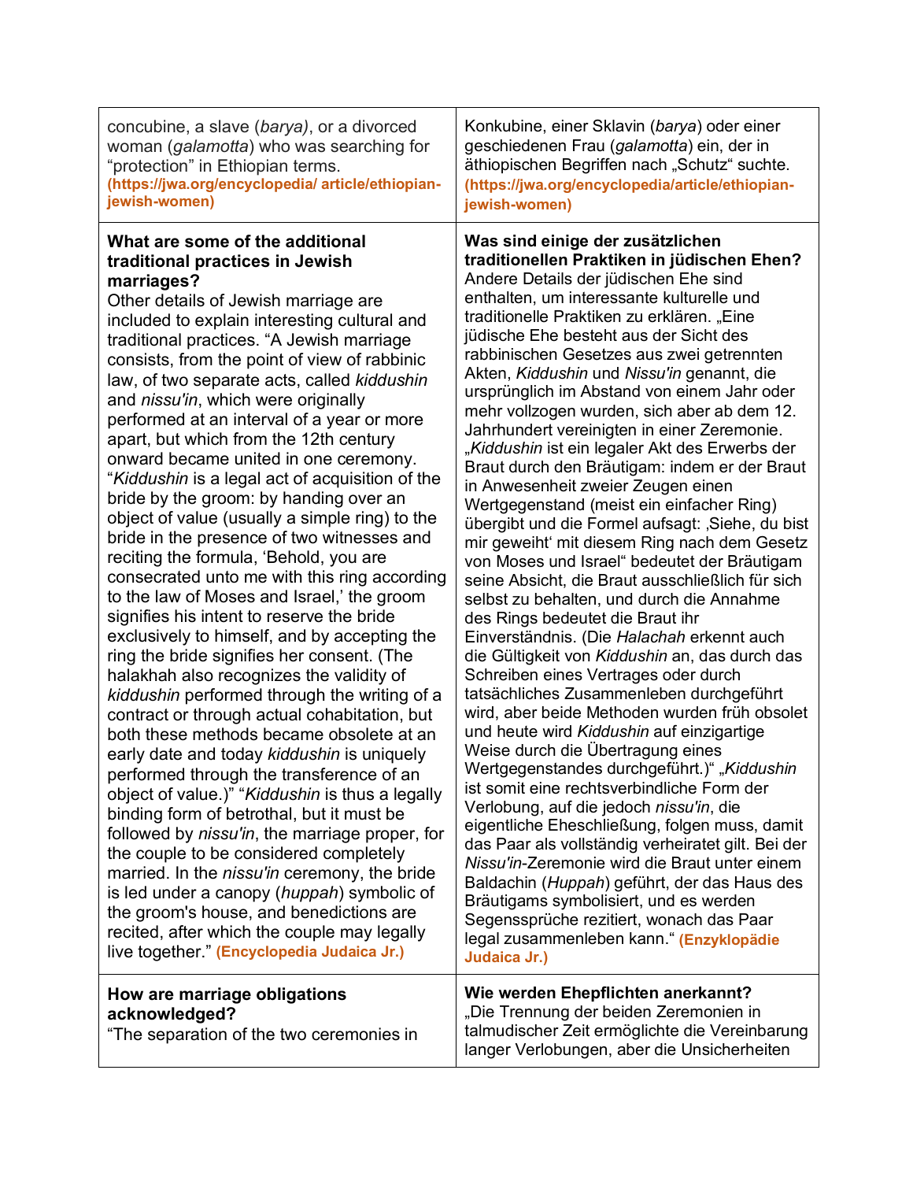| | |
|---|---|
| concubine, a slave (*barya*), or a divorced woman (*galamotta*) who was searching for "protection" in Ethiopian terms. **(https://jwa.org/encyclopedia/ article/ethiopian-jewish-women)** | Konkubine, einer Sklavin (*barya*) oder einer geschiedenen Frau (*galamotta*) ein, der in äthiopischen Begriffen nach „Schutz" suchte. **(https://jwa.org/encyclopedia/article/ethiopian-jewish-women)** |
| **What are some of the additional traditional practices in Jewish marriages?** Other details of Jewish marriage are included to explain interesting cultural and traditional practices. "A Jewish marriage consists, from the point of view of rabbinic law, of two separate acts, called *kiddushin* and *nissu'in*, which were originally performed at an interval of a year or more apart, but which from the 12th century onward became united in one ceremony. "*Kiddushin* is a legal act of acquisition of the bride by the groom: by handing over an object of value (usually a simple ring) to the bride in the presence of two witnesses and reciting the formula, 'Behold, you are consecrated unto me with this ring according to the law of Moses and Israel,' the groom signifies his intent to reserve the bride exclusively to himself, and by accepting the ring the bride signifies her consent. (The halakhah also recognizes the validity of *kiddushin* performed through the writing of a contract or through actual cohabitation, but both these methods became obsolete at an early date and today *kiddushin* is uniquely performed through the transference of an object of value.)" "*Kiddushin* is thus a legally binding form of betrothal, but it must be followed by *nissu'in*, the marriage proper, for the couple to be considered completely married. In the *nissu'in* ceremony, the bride is led under a canopy (*huppah*) symbolic of the groom's house, and benedictions are recited, after which the couple may legally live together." **(Encyclopedia Judaica Jr.)** | **Was sind einige der zusätzlichen traditionellen Praktiken in jüdischen Ehen?** Andere Details der jüdischen Ehe sind enthalten, um interessante kulturelle und traditionelle Praktiken zu erklären. „Eine jüdische Ehe besteht aus der Sicht des rabbinischen Gesetzes aus zwei getrennten Akten, *Kiddushin* und *Nissu'in* genannt, die ursprünglich im Abstand von einem Jahr oder mehr vollzogen wurden, sich aber ab dem 12. Jahrhundert vereinigten in einer Zeremonie. „*Kiddushin* ist ein legaler Akt des Erwerbs der Braut durch den Bräutigam: indem er der Braut in Anwesenheit zweier Zeugen einen Wertgegenstand (meist ein einfacher Ring) übergibt und die Formel aufsagt: ‚Siehe, du bist mir geweiht' mit diesem Ring nach dem Gesetz von Moses und Israel" bedeutet der Bräutigam seine Absicht, die Braut ausschließlich für sich selbst zu behalten, und durch die Annahme des Rings bedeutet die Braut ihr Einverständnis. (Die *Halachah* erkennt auch die Gültigkeit von *Kiddushin* an, das durch das Schreiben eines Vertrages oder durch tatsächliches Zusammenleben durchgeführt wird, aber beide Methoden wurden früh obsolet und heute wird *Kiddushin* auf einzigartige Weise durch die Übertragung eines Wertgegenstandes durchgeführt.)" „*Kiddushin* ist somit eine rechtsverbindliche Form der Verlobung, auf die jedoch *nissu'in*, die eigentliche Eheschließung, folgen muss, damit das Paar als vollständig verheiratet gilt. Bei der *Nissu'in*-Zeremonie wird die Braut unter einem Baldachin (*Huppah*) geführt, der das Haus des Bräutigams symbolisiert, und es werden Segenssprüche rezitiert, wonach das Paar legal zusammenleben kann." **(Enzyklopädie Judaica Jr.)** |
| **How are marriage obligations acknowledged?** "The separation of the two ceremonies in | **Wie werden Ehepflichten anerkannt?** „Die Trennung der beiden Zeremonien in talmudischer Zeit ermöglichte die Vereinbarung langer Verlobungen, aber die Unsicherheiten |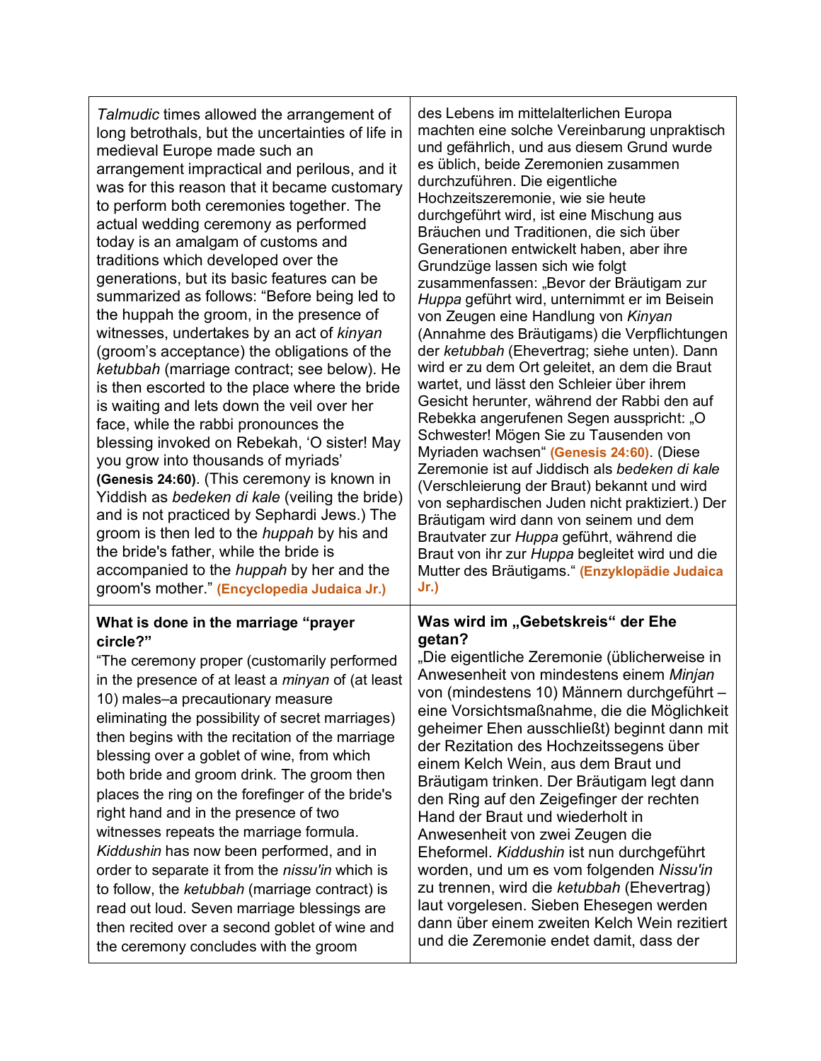| | |
|---|---|
| *Talmudic* times allowed the arrangement of long betrothals, but the uncertainties of life in medieval Europe made such an arrangement impractical and perilous, and it was for this reason that it became customary to perform both ceremonies together. The actual wedding ceremony as performed today is an amalgam of customs and traditions which developed over the generations, but its basic features can be summarized as follows: "Before being led to the huppah the groom, in the presence of witnesses, undertakes by an act of *kinyan* (groom's acceptance) the obligations of the *ketubbah* (marriage contract; see below). He is then escorted to the place where the bride is waiting and lets down the veil over her face, while the rabbi pronounces the blessing invoked on Rebekah, 'O sister! May you grow into thousands of myriads' **(Genesis 24:60)**. (This ceremony is known in Yiddish as *bedeken di kale* (veiling the bride) and is not practiced by Sephardi Jews.) The groom is then led to the *huppah* by his and the bride's father, while the bride is accompanied to the *huppah* by her and the groom's mother." **(Encyclopedia Judaica Jr.)** | des Lebens im mittelalterlichen Europa machten eine solche Vereinbarung unpraktisch und gefährlich, und aus diesem Grund wurde es üblich, beide Zeremonien zusammen durchzuführen. Die eigentliche Hochzeitszeremonie, wie sie heute durchgeführt wird, ist eine Mischung aus Bräuchen und Traditionen, die sich über Generationen entwickelt haben, aber ihre Grundzüge lassen sich wie folgt zusammenfassen: „Bevor der Bräutigam zur *Huppa* geführt wird, unternimmt er im Beisein von Zeugen eine Handlung von *Kinyan* (Annahme des Bräutigams) die Verpflichtungen der *ketubbah* (Ehevertrag; siehe unten). Dann wird er zu dem Ort geleitet, an dem die Braut wartet, und lässt den Schleier über ihrem Gesicht herunter, während der Rabbi den auf Rebekka angerufenen Segen ausspricht: „O Schwester! Mögen Sie zu Tausenden von Myriaden wachsen" **(Genesis 24:60)**. (Diese Zeremonie ist auf Jiddisch als *bedeken di kale* (Verschleierung der Braut) bekannt und wird von sephardischen Juden nicht praktiziert.) Der Bräutigam wird dann von seinem und dem Brautvater zur *Huppa* geführt, während die Braut von ihr zur *Huppa* begleitet wird und die Mutter des Bräutigams." **(Enzyklopädie Judaica Jr.)** |
| **What is done in the marriage "prayer circle?"** "The ceremony proper (customarily performed in the presence of at least a *minyan* of (at least 10) males–a precautionary measure eliminating the possibility of secret marriages) then begins with the recitation of the marriage blessing over a goblet of wine, from which both bride and groom drink. The groom then places the ring on the forefinger of the bride's right hand and in the presence of two witnesses repeats the marriage formula. *Kiddushin* has now been performed, and in order to separate it from the *nissu'in* which is to follow, the *ketubbah* (marriage contract) is read out loud. Seven marriage blessings are then recited over a second goblet of wine and the ceremony concludes with the groom | **Was wird im „Gebetskreis" der Ehe getan?** „Die eigentliche Zeremonie (üblicherweise in Anwesenheit von mindestens einem *Minjan* von (mindestens 10) Männern durchgeführt – eine Vorsichtsmaßnahme, die die Möglichkeit geheimer Ehen ausschließt) beginnt dann mit der Rezitation des Hochzeitssegens über einem Kelch Wein, aus dem Braut und Bräutigam trinken. Der Bräutigam legt dann den Ring auf den Zeigefinger der rechten Hand der Braut und wiederholt in Anwesenheit von zwei Zeugen die Eheformel. *Kiddushin* ist nun durchgeführt worden, und um es vom folgenden *Nissu'in* zu trennen, wird die *ketubbah* (Ehevertrag) laut vorgelesen. Sieben Ehesegen werden dann über einem zweiten Kelch Wein rezitiert und die Zeremonie endet damit, dass der |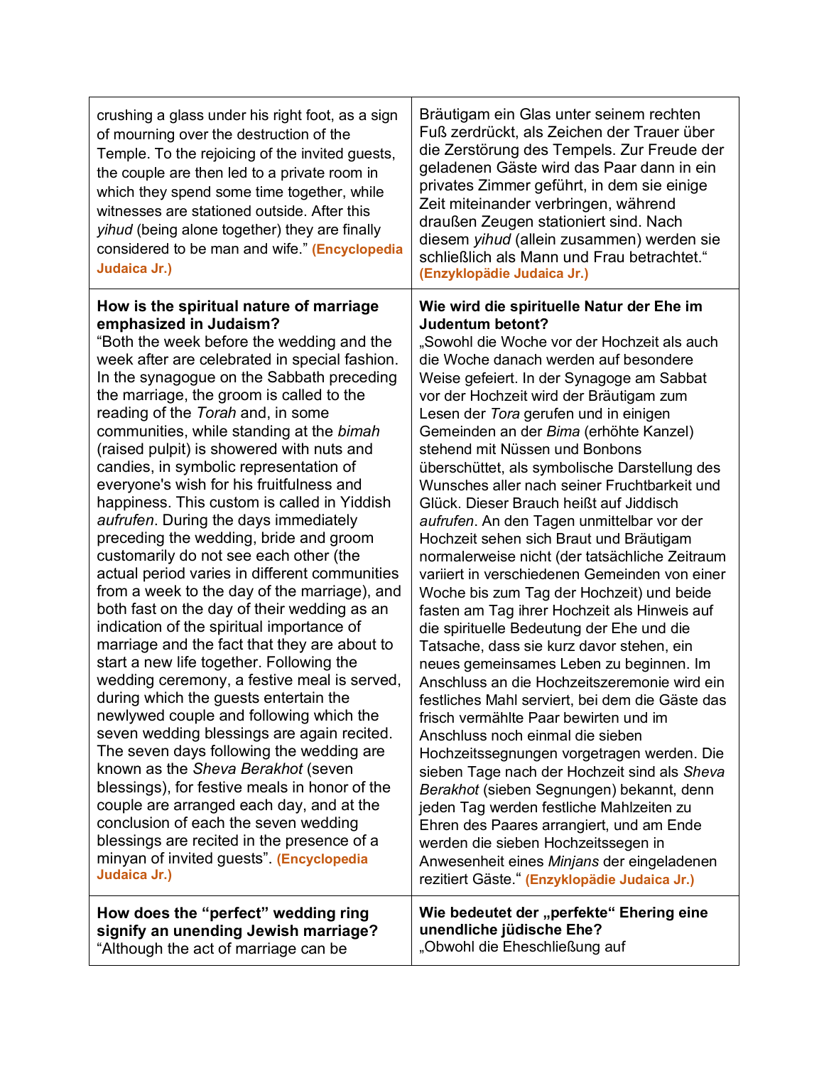| | |
|---|---|
| crushing a glass under his right foot, as a sign of mourning over the destruction of the Temple. To the rejoicing of the invited guests, the couple are then led to a private room in which they spend some time together, while witnesses are stationed outside. After this *yihud* (being alone together) they are finally considered to be man and wife." **(Encyclopedia Judaica Jr.)** | Bräutigam ein Glas unter seinem rechten Fuß zerdrückt, als Zeichen der Trauer über die Zerstörung des Tempels. Zur Freude der geladenen Gäste wird das Paar dann in ein privates Zimmer geführt, in dem sie einige Zeit miteinander verbringen, während draußen Zeugen stationiert sind. Nach diesem *yihud* (allein zusammen) werden sie schließlich als Mann und Frau betrachtet." **(Enzyklopädie Judaica Jr.)** |
| **How is the spiritual nature of marriage emphasized in Judaism?** "Both the week before the wedding and the week after are celebrated in special fashion. In the synagogue on the Sabbath preceding the marriage, the groom is called to the reading of the *Torah* and, in some communities, while standing at the *bimah* (raised pulpit) is showered with nuts and candies, in symbolic representation of everyone's wish for his fruitfulness and happiness. This custom is called in Yiddish *aufrufen*. During the days immediately preceding the wedding, bride and groom customarily do not see each other (the actual period varies in different communities from a week to the day of the marriage), and both fast on the day of their wedding as an indication of the spiritual importance of marriage and the fact that they are about to start a new life together. Following the wedding ceremony, a festive meal is served, during which the guests entertain the newlywed couple and following which the seven wedding blessings are again recited. The seven days following the wedding are known as the *Sheva Berakhot* (seven blessings), for festive meals in honor of the couple are arranged each day, and at the conclusion of each the seven wedding blessings are recited in the presence of a minyan of invited guests". **(Encyclopedia Judaica Jr.)** | **Wie wird die spirituelle Natur der Ehe im Judentum betont?** „Sowohl die Woche vor der Hochzeit als auch die Woche danach werden auf besondere Weise gefeiert. In der Synagoge am Sabbat vor der Hochzeit wird der Bräutigam zum Lesen der *Tora* gerufen und in einigen Gemeinden an der *Bima* (erhöhte Kanzel) stehend mit Nüssen und Bonbons überschüttet, als symbolische Darstellung des Wunsches aller nach seiner Fruchtbarkeit und Glück. Dieser Brauch heißt auf Jiddisch *aufrufen*. An den Tagen unmittelbar vor der Hochzeit sehen sich Braut und Bräutigam normalerweise nicht (der tatsächliche Zeitraum variiert in verschiedenen Gemeinden von einer Woche bis zum Tag der Hochzeit) und beide fasten am Tag ihrer Hochzeit als Hinweis auf die spirituelle Bedeutung der Ehe und die Tatsache, dass sie kurz davor stehen, ein neues gemeinsames Leben zu beginnen. Im Anschluss an die Hochzeitszeremonie wird ein festliches Mahl serviert, bei dem die Gäste das frisch vermählte Paar bewirten und im Anschluss noch einmal die sieben Hochzeitssegnungen vorgetragen werden. Die sieben Tage nach der Hochzeit sind als *Sheva Berakhot* (sieben Segnungen) bekannt, denn jeden Tag werden festliche Mahlzeiten zu Ehren des Paares arrangiert, und am Ende werden die sieben Hochzeitssegen in Anwesenheit eines *Minjans* der eingeladenen rezitiert Gäste." **(Enzyklopädie Judaica Jr.)** |
| **How does the "perfect" wedding ring signify an unending Jewish marriage?** "Although the act of marriage can be | **Wie bedeutet der „perfekte" Ehering eine unendliche jüdische Ehe?** „Obwohl die Eheschließung auf |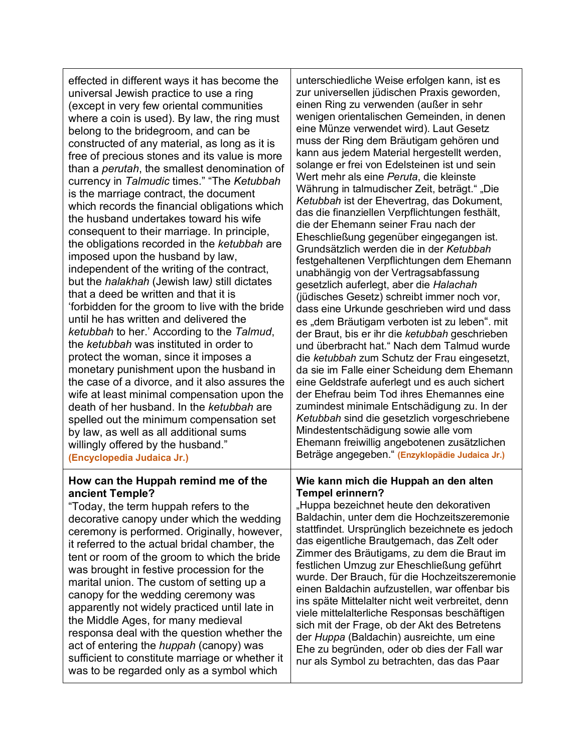| | |
|---|---|
| effected in different ways it has become the universal Jewish practice to use a ring (except in very few oriental communities where a coin is used). By law, the ring must belong to the bridegroom, and can be constructed of any material, as long as it is free of precious stones and its value is more than a *perutah*, the smallest denomination of currency in *Talmudic* times." "The *Ketubbah* is the marriage contract, the document which records the financial obligations which the husband undertakes toward his wife consequent to their marriage. In principle, the obligations recorded in the *ketubbah* are imposed upon the husband by law, independent of the writing of the contract, but the *halakhah* (Jewish law*)* still dictates that a deed be written and that it is 'forbidden for the groom to live with the bride until he has written and delivered the *ketubbah* to her.' According to the *Talmud*, the *ketubbah* was instituted in order to protect the woman, since it imposes a monetary punishment upon the husband in the case of a divorce, and it also assures the wife at least minimal compensation upon the death of her husband. In the *ketubbah* are spelled out the minimum compensation set by law, as well as all additional sums willingly offered by the husband." **(Encyclopedia Judaica Jr.)** | unterschiedliche Weise erfolgen kann, ist es zur universellen jüdischen Praxis geworden, einen Ring zu verwenden (außer in sehr wenigen orientalischen Gemeinden, in denen eine Münze verwendet wird). Laut Gesetz muss der Ring dem Bräutigam gehören und kann aus jedem Material hergestellt werden, solange er frei von Edelsteinen ist und sein Wert mehr als eine *Peruta*, die kleinste Währung in talmudischer Zeit, beträgt." „Die *Ketubbah* ist der Ehevertrag, das Dokument, das die finanziellen Verpflichtungen festhält, die der Ehemann seiner Frau nach der Eheschließung gegenüber eingegangen ist. Grundsätzlich werden die in der *Ketubbah* festgehaltenen Verpflichtungen dem Ehemann unabhängig von der Vertragsabfassung gesetzlich auferlegt, aber die *Halachah* (jüdisches Gesetz) schreibt immer noch vor, dass eine Urkunde geschrieben wird und dass es „dem Bräutigam verboten ist zu leben". mit der Braut, bis er ihr die *ketubbah* geschrieben und überbracht hat." Nach dem Talmud wurde die *ketubbah* zum Schutz der Frau eingesetzt, da sie im Falle einer Scheidung dem Ehemann eine Geldstrafe auferlegt und es auch sichert der Ehefrau beim Tod ihres Ehemannes eine zumindest minimale Entschädigung zu. In der *Ketubbah* sind die gesetzlich vorgeschriebene Mindestentschädigung sowie alle vom Ehemann freiwillig angebotenen zusätzlichen Beträge angegeben." **(Enzyklopädie Judaica Jr.)** |
| **How can the Huppah remind me of the ancient Temple?** "Today, the term huppah refers to the decorative canopy under which the wedding ceremony is performed. Originally, however, it referred to the actual bridal chamber, the tent or room of the groom to which the bride was brought in festive procession for the marital union. The custom of setting up a canopy for the wedding ceremony was apparently not widely practiced until late in the Middle Ages, for many medieval responsa deal with the question whether the act of entering the *huppah* (canopy) was sufficient to constitute marriage or whether it was to be regarded only as a symbol which | **Wie kann mich die Huppah an den alten Tempel erinnern?** „Huppa bezeichnet heute den dekorativen Baldachin, unter dem die Hochzeitszeremonie stattfindet. Ursprünglich bezeichnete es jedoch das eigentliche Brautgemach, das Zelt oder Zimmer des Bräutigams, zu dem die Braut im festlichen Umzug zur Eheschließung geführt wurde. Der Brauch, für die Hochzeitszeremonie einen Baldachin aufzustellen, war offenbar bis ins späte Mittelalter nicht weit verbreitet, denn viele mittelalterliche Responsas beschäftigen sich mit der Frage, ob der Akt des Betretens der *Huppa* (Baldachin) ausreichte, um eine Ehe zu begründen, oder ob dies der Fall war nur als Symbol zu betrachten, das das Paar |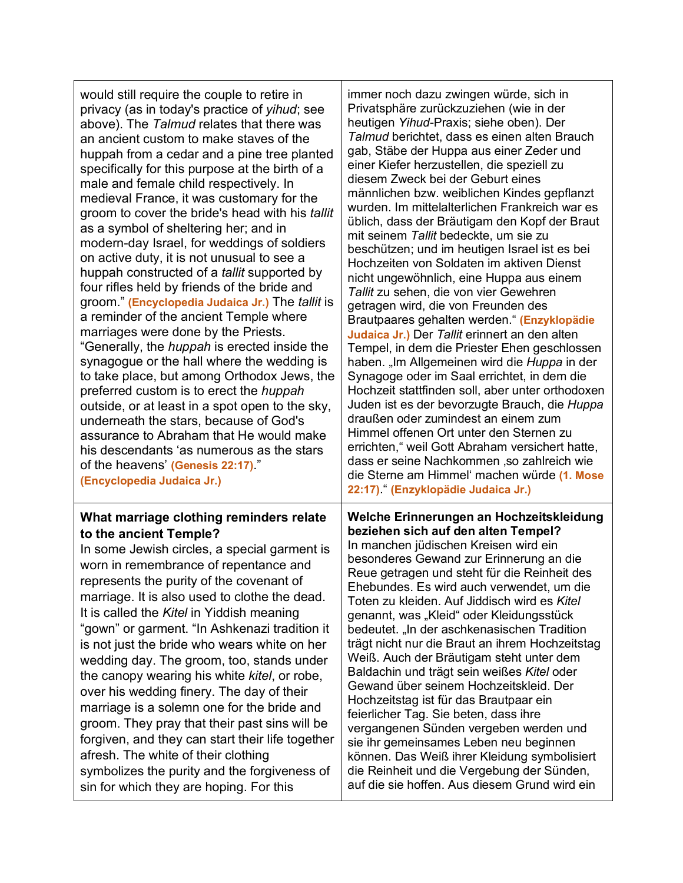| | |
|---|---|
| would still require the couple to retire in privacy (as in today's practice of *yihud*; see above). The *Talmud* relates that there was an ancient custom to make staves of the huppah from a cedar and a pine tree planted specifically for this purpose at the birth of a male and female child respectively. In medieval France, it was customary for the groom to cover the bride's head with his *tallit* as a symbol of sheltering her; and in modern-day Israel, for weddings of soldiers on active duty, it is not unusual to see a huppah constructed of a *tallit* supported by four rifles held by friends of the bride and groom." **(Encyclopedia Judaica Jr.)** The *tallit* is a reminder of the ancient Temple where marriages were done by the Priests. "Generally, the *huppah* is erected inside the synagogue or the hall where the wedding is to take place, but among Orthodox Jews, the preferred custom is to erect the *huppah* outside, or at least in a spot open to the sky, underneath the stars, because of God's assurance to Abraham that He would make his descendants 'as numerous as the stars of the heavens' **(Genesis 22:17)**." **(Encyclopedia Judaica Jr.)** | immer noch dazu zwingen würde, sich in Privatsphäre zurückzuziehen (wie in der heutigen *Yihud*-Praxis; siehe oben). Der *Talmud* berichtet, dass es einen alten Brauch gab, Stäbe der Huppa aus einer Zeder und einer Kiefer herzustellen, die speziell zu diesem Zweck bei der Geburt eines männlichen bzw. weiblichen Kindes gepflanzt wurden. Im mittelalterlichen Frankreich war es üblich, dass der Bräutigam den Kopf der Braut mit seinem *Tallit* bedeckte, um sie zu beschützen; und im heutigen Israel ist es bei Hochzeiten von Soldaten im aktiven Dienst nicht ungewöhnlich, eine Huppa aus einem *Tallit* zu sehen, die von vier Gewehren getragen wird, die von Freunden des Brautpaares gehalten werden." **(Enzyklopädie Judaica Jr.)** Der *Tallit* erinnert an den alten Tempel, in dem die Priester Ehen geschlossen haben. „Im Allgemeinen wird die *Huppa* in der Synagoge oder im Saal errichtet, in dem die Hochzeit stattfinden soll, aber unter orthodoxen Juden ist es der bevorzugte Brauch, die *Huppa* draußen oder zumindest an einem zum Himmel offenen Ort unter den Sternen zu errichten," weil Gott Abraham versichert hatte, dass er seine Nachkommen ‚so zahlreich wie die Sterne am Himmel' machen würde **(1. Mose 22:17)**." **(Enzyklopädie Judaica Jr.)** |
| **What marriage clothing reminders relate to the ancient Temple?** In some Jewish circles, a special garment is worn in remembrance of repentance and represents the purity of the covenant of marriage. It is also used to clothe the dead. It is called the *Kitel* in Yiddish meaning "gown" or garment. "In Ashkenazi tradition it is not just the bride who wears white on her wedding day. The groom, too, stands under the canopy wearing his white *kitel*, or robe, over his wedding finery. The day of their marriage is a solemn one for the bride and groom. They pray that their past sins will be forgiven, and they can start their life together afresh. The white of their clothing symbolizes the purity and the forgiveness of sin for which they are hoping. For this | **Welche Erinnerungen an Hochzeitskleidung beziehen sich auf den alten Tempel?** In manchen jüdischen Kreisen wird ein besonderes Gewand zur Erinnerung an die Reue getragen und steht für die Reinheit des Ehebundes. Es wird auch verwendet, um die Toten zu kleiden. Auf Jiddisch wird es *Kitel* genannt, was „Kleid" oder Kleidungsstück bedeutet. „In der aschkenasischen Tradition trägt nicht nur die Braut an ihrem Hochzeitstag Weiß. Auch der Bräutigam steht unter dem Baldachin und trägt sein weißes *Kitel* oder Gewand über seinem Hochzeitskleid. Der Hochzeitstag ist für das Brautpaar ein feierlicher Tag. Sie beten, dass ihre vergangenen Sünden vergeben werden und sie ihr gemeinsames Leben neu beginnen können. Das Weiß ihrer Kleidung symbolisiert die Reinheit und die Vergebung der Sünden, auf die sie hoffen. Aus diesem Grund wird ein |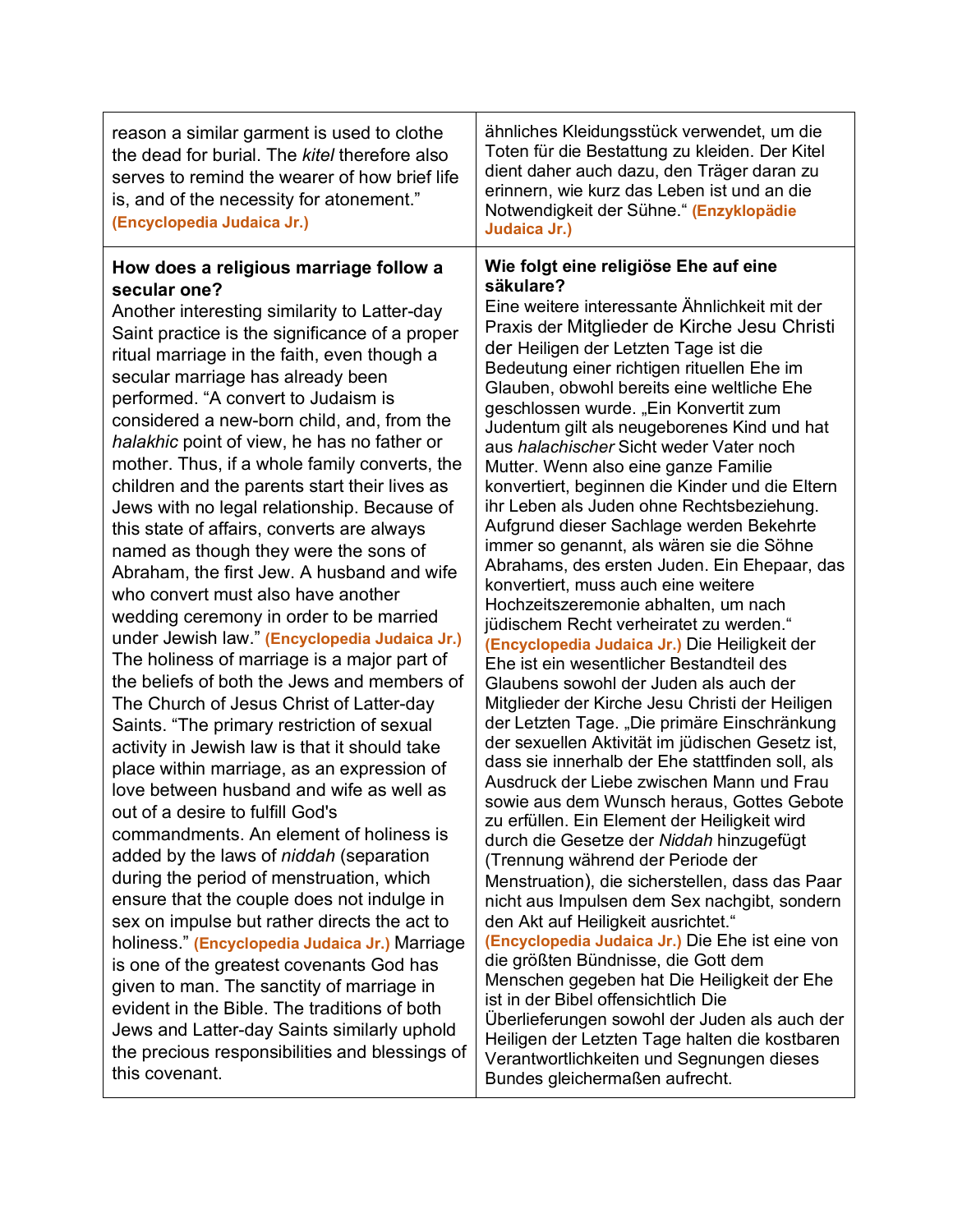| | |
|---|---|
| reason a similar garment is used to clothe the dead for burial. The *kitel* therefore also serves to remind the wearer of how brief life is, and of the necessity for atonement." **(Encyclopedia Judaica Jr.)** | ähnliches Kleidungsstück verwendet, um die Toten für die Bestattung zu kleiden. Der Kitel dient daher auch dazu, den Träger daran zu erinnern, wie kurz das Leben ist und an die Notwendigkeit der Sühne." **(Enzyklopädie Judaica Jr.)** |
| **How does a religious marriage follow a secular one?** Another interesting similarity to Latter-day Saint practice is the significance of a proper ritual marriage in the faith, even though a secular marriage has already been performed. "A convert to Judaism is considered a new-born child, and, from the *halakhic* point of view, he has no father or mother. Thus, if a whole family converts, the children and the parents start their lives as Jews with no legal relationship. Because of this state of affairs, converts are always named as though they were the sons of Abraham, the first Jew. A husband and wife who convert must also have another wedding ceremony in order to be married under Jewish law." **(Encyclopedia Judaica Jr.)** The holiness of marriage is a major part of the beliefs of both the Jews and members of The Church of Jesus Christ of Latter-day Saints. "The primary restriction of sexual activity in Jewish law is that it should take place within marriage, as an expression of love between husband and wife as well as out of a desire to fulfill God's commandments. An element of holiness is added by the laws of *niddah* (separation during the period of menstruation, which ensure that the couple does not indulge in sex on impulse but rather directs the act to holiness." **(Encyclopedia Judaica Jr.)** Marriage is one of the greatest covenants God has given to man. The sanctity of marriage in evident in the Bible. The traditions of both Jews and Latter-day Saints similarly uphold the precious responsibilities and blessings of this covenant. | **Wie folgt eine religiöse Ehe auf eine säkulare?** Eine weitere interessante Ähnlichkeit mit der Praxis der Mitglieder de Kirche Jesu Christi der Heiligen der Letzten Tage ist die Bedeutung einer richtigen rituellen Ehe im Glauben, obwohl bereits eine weltliche Ehe geschlossen wurde. „Ein Konvertit zum Judentum gilt als neugeborenes Kind und hat aus *halachischer* Sicht weder Vater noch Mutter. Wenn also eine ganze Familie konvertiert, beginnen die Kinder und die Eltern ihr Leben als Juden ohne Rechtsbeziehung. Aufgrund dieser Sachlage werden Bekehrte immer so genannt, als wären sie die Söhne Abrahams, des ersten Juden. Ein Ehepaar, das konvertiert, muss auch eine weitere Hochzeitszeremonie abhalten, um nach jüdischem Recht verheiratet zu werden." **(Encyclopedia Judaica Jr.)** Die Heiligkeit der Ehe ist ein wesentlicher Bestandteil des Glaubens sowohl der Juden als auch der Mitglieder der Kirche Jesu Christi der Heiligen der Letzten Tage. „Die primäre Einschränkung der sexuellen Aktivität im jüdischen Gesetz ist, dass sie innerhalb der Ehe stattfinden soll, als Ausdruck der Liebe zwischen Mann und Frau sowie aus dem Wunsch heraus, Gottes Gebote zu erfüllen. Ein Element der Heiligkeit wird durch die Gesetze der *Niddah* hinzugefügt (Trennung während der Periode der Menstruation), die sicherstellen, dass das Paar nicht aus Impulsen dem Sex nachgibt, sondern den Akt auf Heiligkeit ausrichtet." **(Encyclopedia Judaica Jr.)** Die Ehe ist eine von die größten Bündnisse, die Gott dem Menschen gegeben hat Die Heiligkeit der Ehe ist in der Bibel offensichtlich Die Überlieferungen sowohl der Juden als auch der Heiligen der Letzten Tage halten die kostbaren Verantwortlichkeiten und Segnungen dieses Bundes gleichermaßen aufrecht. |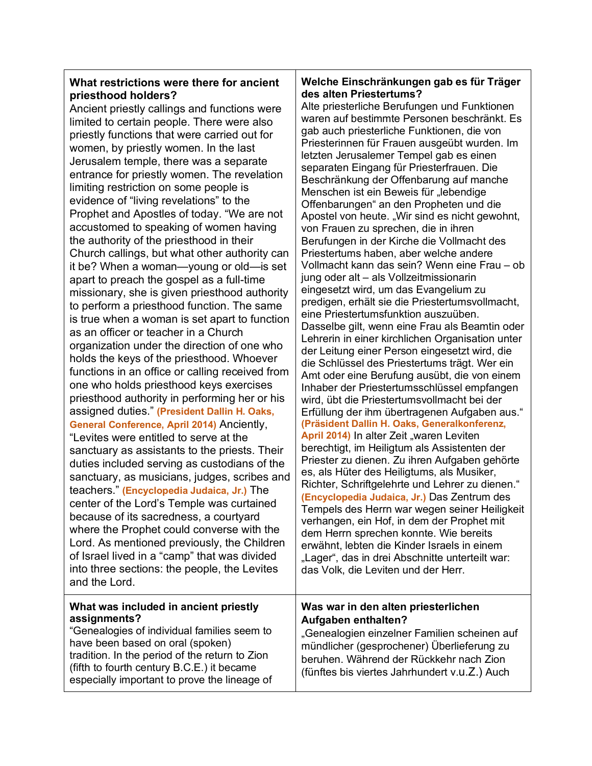| | |
|---|---|
| **What restrictions were there for ancient priesthood holders?** Ancient priestly callings and functions were limited to certain people. There were also priestly functions that were carried out for women, by priestly women. In the last Jerusalem temple, there was a separate entrance for priestly women. The revelation limiting restriction on some people is evidence of "living revelations" to the Prophet and Apostles of today. "We are not accustomed to speaking of women having the authority of the priesthood in their Church callings, but what other authority can it be? When a woman—young or old—is set apart to preach the gospel as a full-time missionary, she is given priesthood authority to perform a priesthood function. The same is true when a woman is set apart to function as an officer or teacher in a Church organization under the direction of one who holds the keys of the priesthood. Whoever functions in an office or calling received from one who holds priesthood keys exercises priesthood authority in performing her or his assigned duties." **(President Dallin H. Oaks, General Conference, April 2014)** Anciently, "Levites were entitled to serve at the sanctuary as assistants to the priests. Their duties included serving as custodians of the sanctuary, as musicians, judges, scribes and teachers." **(Encyclopedia Judaica, Jr.)** The center of the Lord's Temple was curtained because of its sacredness, a courtyard where the Prophet could converse with the Lord. As mentioned previously, the Children of Israel lived in a "camp" that was divided into three sections: the people, the Levites and the Lord. | **Welche Einschränkungen gab es für Träger des alten Priestertums?** Alte priesterliche Berufungen und Funktionen waren auf bestimmte Personen beschränkt. Es gab auch priesterliche Funktionen, die von Priesterinnen für Frauen ausgeübt wurden. Im letzten Jerusalemer Tempel gab es einen separaten Eingang für Priesterfrauen. Die Beschränkung der Offenbarung auf manche Menschen ist ein Beweis für „lebendige Offenbarungen" an den Propheten und die Apostel von heute. „Wir sind es nicht gewohnt, von Frauen zu sprechen, die in ihren Berufungen in der Kirche die Vollmacht des Priestertums haben, aber welche andere Vollmacht kann das sein? Wenn eine Frau – ob jung oder alt – als Vollzeitmissionarin eingesetzt wird, um das Evangelium zu predigen, erhält sie die Priestertumsvollmacht, eine Priestertumsfunktion auszuüben. Dasselbe gilt, wenn eine Frau als Beamtin oder Lehrerin in einer kirchlichen Organisation unter der Leitung einer Person eingesetzt wird, die die Schlüssel des Priestertums trägt. Wer ein Amt oder eine Berufung ausübt, die von einem Inhaber der Priestertumsschlüssel empfangen wird, übt die Priestertumsvollmacht bei der Erfüllung der ihm übertragenen Aufgaben aus." **(Präsident Dallin H. Oaks, Generalkonferenz, April 2014)** In alter Zeit „waren Leviten berechtigt, im Heiligtum als Assistenten der Priester zu dienen. Zu ihren Aufgaben gehörte es, als Hüter des Heiligtums, als Musiker, Richter, Schriftgelehrte und Lehrer zu dienen." **(Encyclopedia Judaica, Jr.)** Das Zentrum des Tempels des Herrn war wegen seiner Heiligkeit verhangen, ein Hof, in dem der Prophet mit dem Herrn sprechen konnte. Wie bereits erwähnt, lebten die Kinder Israels in einem „Lager", das in drei Abschnitte unterteilt war: das Volk, die Leviten und der Herr. |
| **What was included in ancient priestly assignments?** "Genealogies of individual families seem to have been based on oral (spoken) tradition. In the period of the return to Zion (fifth to fourth century B.C.E.) it became especially important to prove the lineage of | **Was war in den alten priesterlichen Aufgaben enthalten?** „Genealogien einzelner Familien scheinen auf mündlicher (gesprochener) Überlieferung zu beruhen. Während der Rückkehr nach Zion (fünftes bis viertes Jahrhundert v.u.Z.) Auch |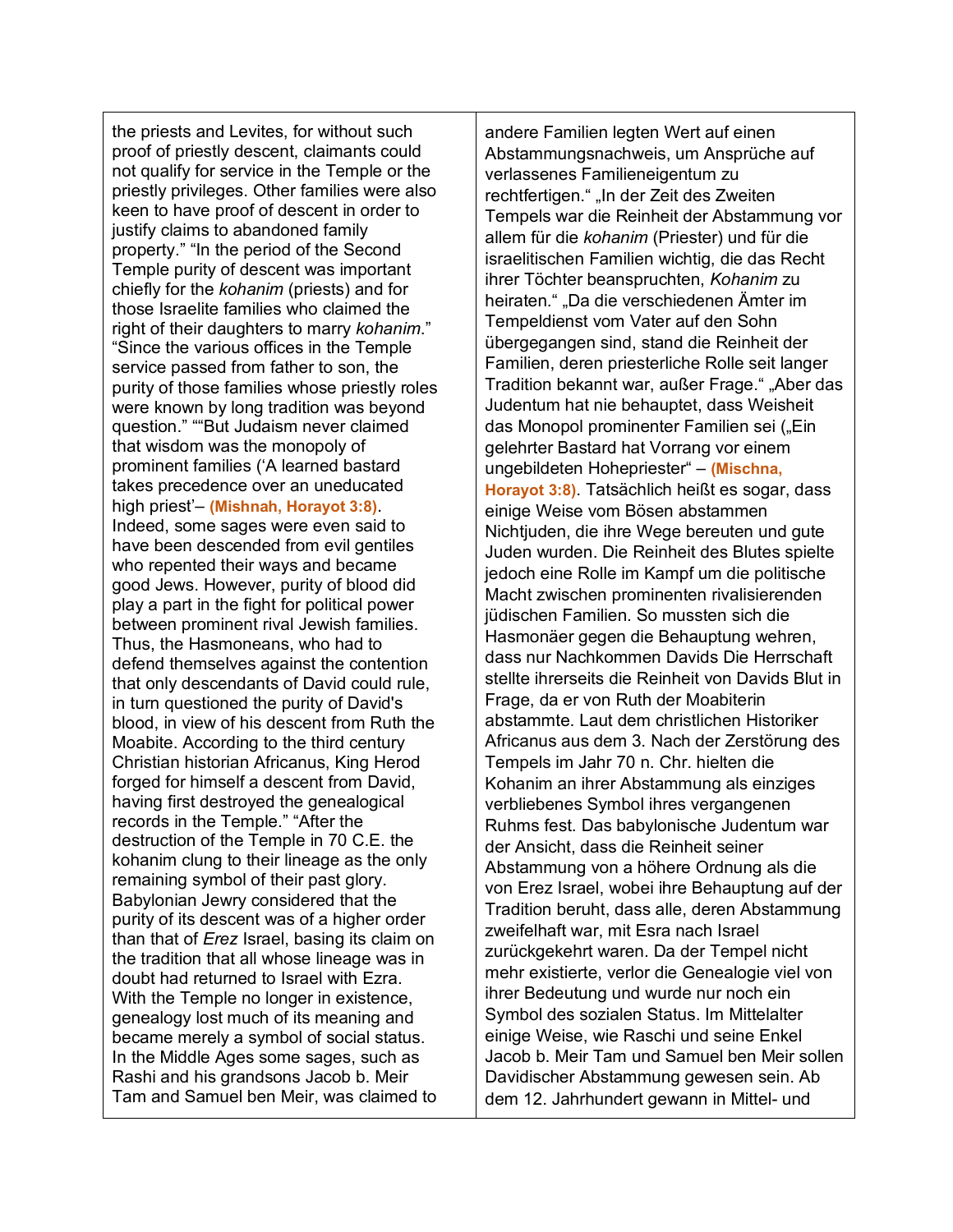the priests and Levites, for without such proof of priestly descent, claimants could not qualify for service in the Temple or the priestly privileges. Other families were also keen to have proof of descent in order to justify claims to abandoned family property." "In the period of the Second Temple purity of descent was important chiefly for the *kohanim* (priests) and for those Israelite families who claimed the right of their daughters to marry *kohanim*." "Since the various offices in the Temple service passed from father to son, the purity of those families whose priestly roles were known by long tradition was beyond question." ""But Judaism never claimed that wisdom was the monopoly of prominent families ('A learned bastard takes precedence over an uneducated high priest'– **(Mishnah, Horayot 3:8)**. Indeed, some sages were even said to have been descended from evil gentiles who repented their ways and became good Jews. However, purity of blood did play a part in the fight for political power between prominent rival Jewish families. Thus, the Hasmoneans, who had to defend themselves against the contention that only descendants of David could rule, in turn questioned the purity of David's blood, in view of his descent from Ruth the Moabite. According to the third century Christian historian Africanus, King Herod forged for himself a descent from David, having first destroyed the genealogical records in the Temple." "After the destruction of the Temple in 70 C.E. the kohanim clung to their lineage as the only remaining symbol of their past glory. Babylonian Jewry considered that the purity of its descent was of a higher order than that of *Erez* Israel, basing its claim on the tradition that all whose lineage was in doubt had returned to Israel with Ezra. With the Temple no longer in existence, genealogy lost much of its meaning and became merely a symbol of social status. In the Middle Ages some sages, such as Rashi and his grandsons Jacob b. Meir Tam and Samuel ben Meir, was claimed to

andere Familien legten Wert auf einen Abstammungsnachweis, um Ansprüche auf verlassenes Familieneigentum zu rechtfertigen." „In der Zeit des Zweiten Tempels war die Reinheit der Abstammung vor allem für die *kohanim* (Priester) und für die israelitischen Familien wichtig, die das Recht ihrer Töchter beanspruchten, *Kohanim* zu heiraten." „Da die verschiedenen Ämter im Tempeldienst vom Vater auf den Sohn übergegangen sind, stand die Reinheit der Familien, deren priesterliche Rolle seit langer Tradition bekannt war, außer Frage." „Aber das Judentum hat nie behauptet, dass Weisheit das Monopol prominenter Familien sei („Ein gelehrter Bastard hat Vorrang vor einem ungebildeten Hohepriester" – **(Mischna, Horayot 3:8)**. Tatsächlich heißt es sogar, dass einige Weise vom Bösen abstammen Nichtjuden, die ihre Wege bereuten und gute Juden wurden. Die Reinheit des Blutes spielte jedoch eine Rolle im Kampf um die politische Macht zwischen prominenten rivalisierenden jüdischen Familien. So mussten sich die Hasmonäer gegen die Behauptung wehren, dass nur Nachkommen Davids Die Herrschaft stellte ihrerseits die Reinheit von Davids Blut in Frage, da er von Ruth der Moabiterin abstammte. Laut dem christlichen Historiker Africanus aus dem 3. Nach der Zerstörung des Tempels im Jahr 70 n. Chr. hielten die Kohanim an ihrer Abstammung als einziges verbliebenes Symbol ihres vergangenen Ruhms fest. Das babylonische Judentum war der Ansicht, dass die Reinheit seiner Abstammung von a höhere Ordnung als die von Erez Israel, wobei ihre Behauptung auf der Tradition beruht, dass alle, deren Abstammung zweifelhaft war, mit Esra nach Israel zurückgekehrt waren. Da der Tempel nicht mehr existierte, verlor die Genealogie viel von ihrer Bedeutung und wurde nur noch ein Symbol des sozialen Status. Im Mittelalter einige Weise, wie Raschi und seine Enkel Jacob b. Meir Tam und Samuel ben Meir sollen Davidischer Abstammung gewesen sein. Ab dem 12. Jahrhundert gewann in Mittel- und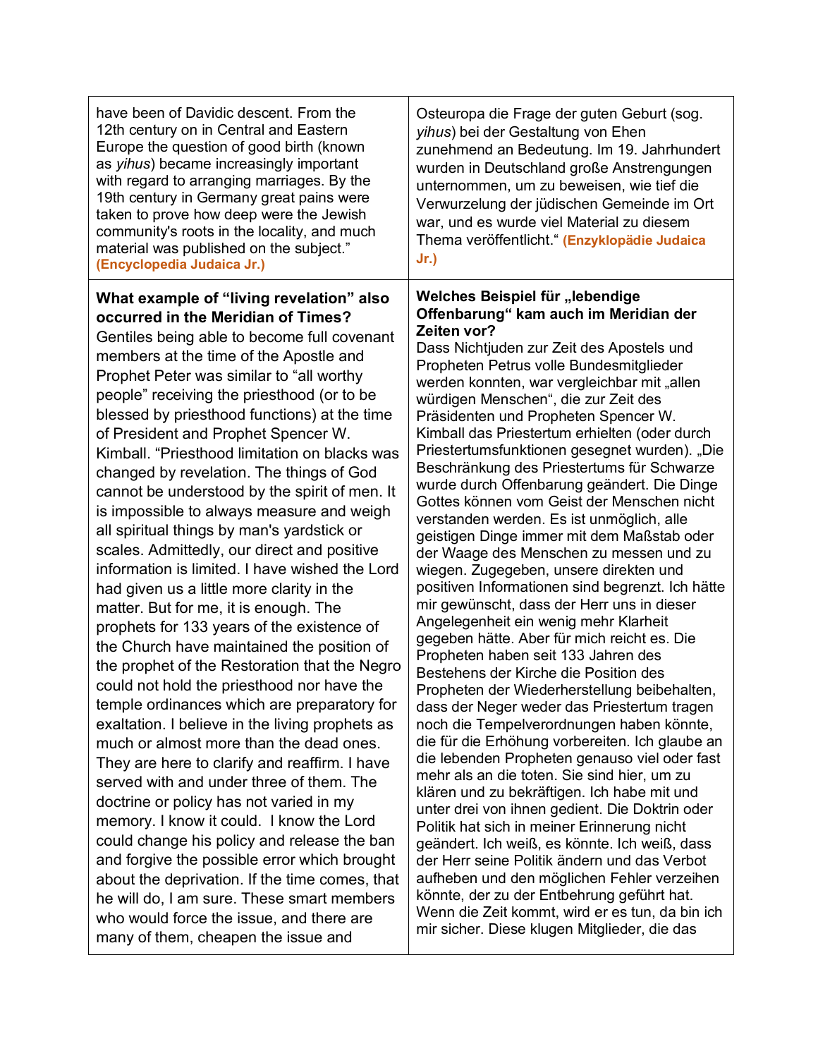| have been of Davidic descent. From the 12th century on in Central and Eastern Europe the question of good birth (known as *yihus*) became increasingly important with regard to arranging marriages. By the 19th century in Germany great pains were taken to prove how deep were the Jewish community's roots in the locality, and much material was published on the subject." **(Encyclopedia Judaica Jr.)** | Osteuropa die Frage der guten Geburt (sog. *yihus*) bei der Gestaltung von Ehen zunehmend an Bedeutung. Im 19. Jahrhundert wurden in Deutschland große Anstrengungen unternommen, um zu beweisen, wie tief die Verwurzelung der jüdischen Gemeinde im Ort war, und es wurde viel Material zu diesem Thema veröffentlicht." **(Enzyklopädie Judaica Jr.)** |
|---|---|
| **What example of "living revelation" also occurred in the Meridian of Times?** Gentiles being able to become full covenant members at the time of the Apostle and Prophet Peter was similar to "all worthy people" receiving the priesthood (or to be blessed by priesthood functions) at the time of President and Prophet Spencer W. Kimball. "Priesthood limitation on blacks was changed by revelation. The things of God cannot be understood by the spirit of men. It is impossible to always measure and weigh all spiritual things by man's yardstick or scales. Admittedly, our direct and positive information is limited. I have wished the Lord had given us a little more clarity in the matter. But for me, it is enough. The prophets for 133 years of the existence of the Church have maintained the position of the prophet of the Restoration that the Negro could not hold the priesthood nor have the temple ordinances which are preparatory for exaltation. I believe in the living prophets as much or almost more than the dead ones. They are here to clarify and reaffirm. I have served with and under three of them. The doctrine or policy has not varied in my memory. I know it could. I know the Lord could change his policy and release the ban and forgive the possible error which brought about the deprivation. If the time comes, that he will do, I am sure. These smart members who would force the issue, and there are many of them, cheapen the issue and | **Welches Beispiel für „lebendige Offenbarung" kam auch im Meridian der Zeiten vor?** Dass Nichtjuden zur Zeit des Apostels und Propheten Petrus volle Bundesmitglieder werden konnten, war vergleichbar mit „allen würdigen Menschen", die zur Zeit des Präsidenten und Propheten Spencer W. Kimball das Priestertum erhielten (oder durch Priestertumsfunktionen gesegnet wurden). „Die Beschränkung des Priestertums für Schwarze wurde durch Offenbarung geändert. Die Dinge Gottes können vom Geist der Menschen nicht verstanden werden. Es ist unmöglich, alle geistigen Dinge immer mit dem Maßstab oder der Waage des Menschen zu messen und zu wiegen. Zugegeben, unsere direkten und positiven Informationen sind begrenzt. Ich hätte mir gewünscht, dass der Herr uns in dieser Angelegenheit ein wenig mehr Klarheit gegeben hätte. Aber für mich reicht es. Die Propheten haben seit 133 Jahren des Bestehens der Kirche die Position des Propheten der Wiederherstellung beibehalten, dass der Neger weder das Priestertum tragen noch die Tempelverordnungen haben könnte, die für die Erhöhung vorbereiten. Ich glaube an die lebenden Propheten genauso viel oder fast mehr als an die toten. Sie sind hier, um zu klären und zu bekräftigen. Ich habe mit und unter drei von ihnen gedient. Die Doktrin oder Politik hat sich in meiner Erinnerung nicht geändert. Ich weiß, es könnte. Ich weiß, dass der Herr seine Politik ändern und das Verbot aufheben und den möglichen Fehler verzeihen könnte, der zu der Entbehrung geführt hat. Wenn die Zeit kommt, wird er es tun, da bin ich mir sicher. Diese klugen Mitglieder, die das |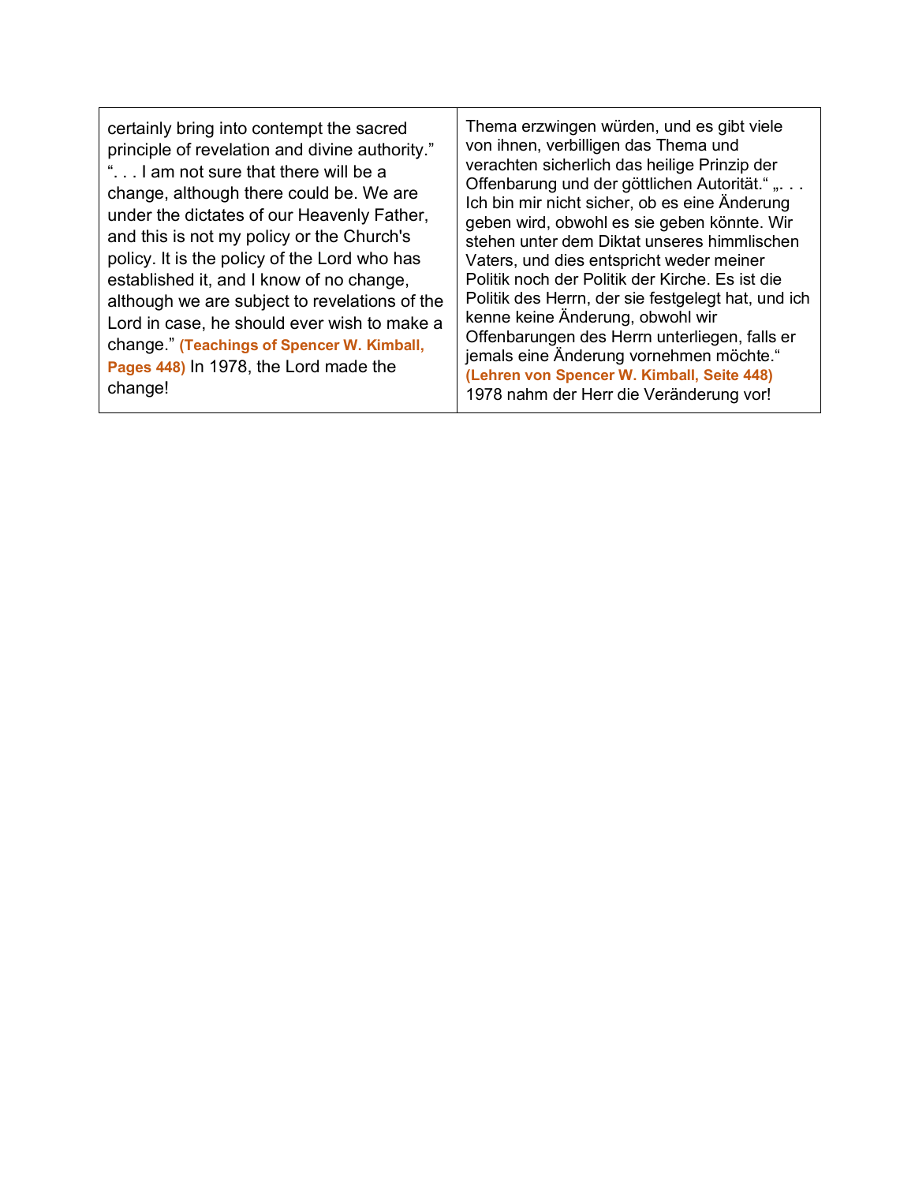| | |
|---|---|
| certainly bring into contempt the sacred principle of revelation and divine authority." ". . . I am not sure that there will be a change, although there could be. We are under the dictates of our Heavenly Father, and this is not my policy or the Church's policy. It is the policy of the Lord who has established it, and I know of no change, although we are subject to revelations of the Lord in case, he should ever wish to make a change." **(Teachings of Spencer W. Kimball, Pages 448)** In 1978, the Lord made the change! | Thema erzwingen würden, und es gibt viele von ihnen, verbilligen das Thema und verachten sicherlich das heilige Prinzip der Offenbarung und der göttlichen Autorität." „. . . Ich bin mir nicht sicher, ob es eine Änderung geben wird, obwohl es sie geben könnte. Wir stehen unter dem Diktat unseres himmlischen Vaters, und dies entspricht weder meiner Politik noch der Politik der Kirche. Es ist die Politik des Herrn, der sie festgelegt hat, und ich kenne keine Änderung, obwohl wir Offenbarungen des Herrn unterliegen, falls er jemals eine Änderung vornehmen möchte." **(Lehren von Spencer W. Kimball, Seite 448)** 1978 nahm der Herr die Veränderung vor! |